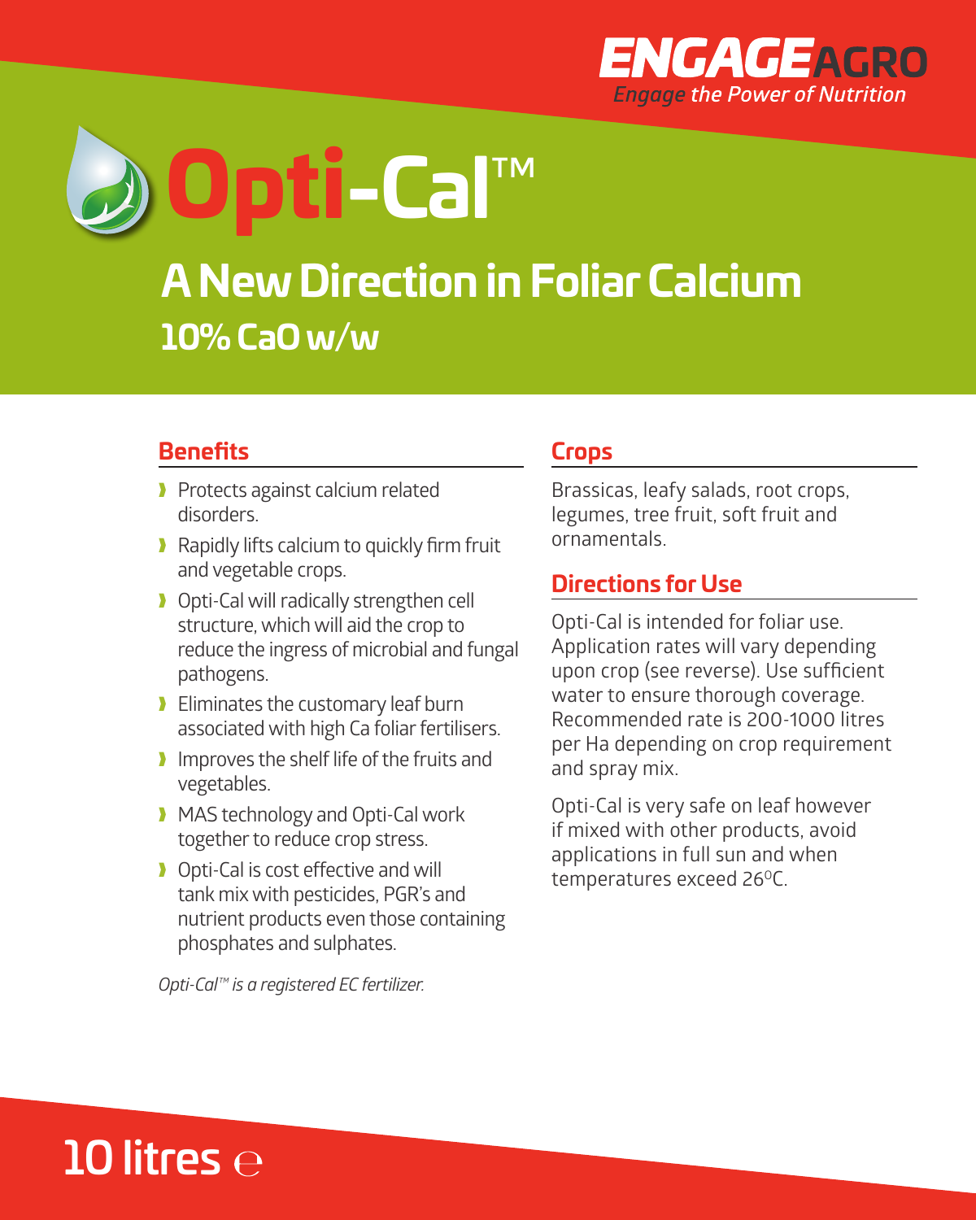ENGAGEAGRO
*Engage the Power of Nutrition*

# Opti-Cal™

## A New Direction in Foliar Calcium

### 10% CaO w/w

## Benefits

- Protects against calcium related disorders.
- Rapidly lifts calcium to quickly firm fruit and vegetable crops.
- Opti-Cal will radically strengthen cell structure, which will aid the crop to reduce the ingress of microbial and fungal pathogens.
- Eliminates the customary leaf burn associated with high Ca foliar fertilisers.
- Improves the shelf life of the fruits and vegetables.
- MAS technology and Opti-Cal work together to reduce crop stress.
- Opti-Cal is cost effective and will tank mix with pesticides, PGR's and nutrient products even those containing phosphates and sulphates.

*Opti-Cal™ is a registered EC fertilizer.*

## Crops

Brassicas, leafy salads, root crops, legumes, tree fruit, soft fruit and ornamentals.

## Directions for Use

Opti-Cal is intended for foliar use. Application rates will vary depending upon crop (see reverse). Use sufficient water to ensure thorough coverage. Recommended rate is 200-1000 litres per Ha depending on crop requirement and spray mix.

Opti-Cal is very safe on leaf however if mixed with other products, avoid applications in full sun and when temperatures exceed 26$^{0}$C.

10 litres ℮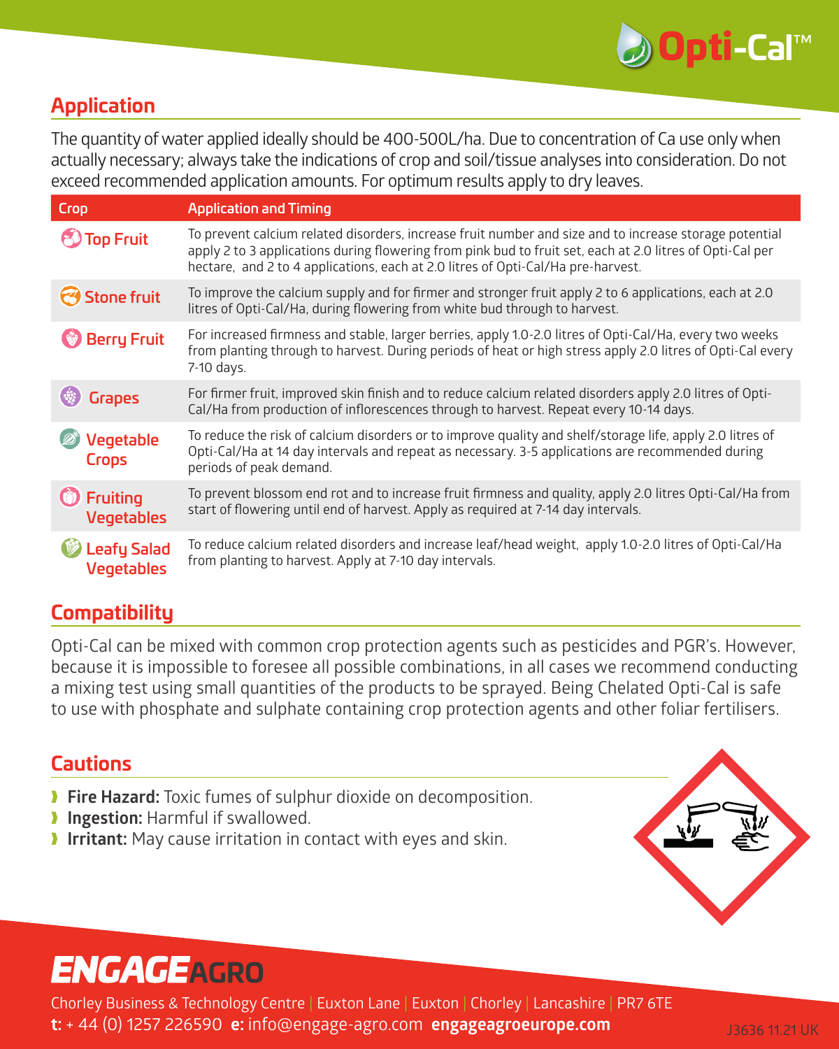## Application

The quantity of water applied ideally should be 400-500L/ha. Due to concentration of Ca use only when actually necessary; always take the indications of crop and soil/tissue analyses into consideration. Do not exceed recommended application amounts. For optimum results apply to dry leaves.

| Crop | Application and Timing |
| --- | --- |
| Top Fruit | To prevent calcium related disorders, increase fruit number and size and to increase storage potential apply 2 to 3 applications during flowering from pink bud to fruit set, each at 2.0 litres of Opti-Cal per hectare, and 2 to 4 applications, each at 2.0 litres of Opti-Cal/Ha pre-harvest. |
| Stone fruit | To improve the calcium supply and for firmer and stronger fruit apply 2 to 6 applications, each at 2.0 litres of Opti-Cal/Ha, during flowering from white bud through to harvest. |
| Berry Fruit | For increased firmness and stable, larger berries, apply 1.0-2.0 litres of Opti-Cal/Ha, every two weeks from planting through to harvest. During periods of heat or high stress apply 2.0 litres of Opti-Cal every 7-10 days. |
| Grapes | For firmer fruit, improved skin finish and to reduce calcium related disorders apply 2.0 litres of Opti-Cal/Ha from production of inflorescences through to harvest. Repeat every 10-14 days. |
| Vegetable Crops | To reduce the risk of calcium disorders or to improve quality and shelf/storage life, apply 2.0 litres of Opti-Cal/Ha at 14 day intervals and repeat as necessary. 3-5 applications are recommended during periods of peak demand. |
| Fruiting Vegetables | To prevent blossom end rot and to increase fruit firmness and quality, apply 2.0 litres Opti-Cal/Ha from start of flowering until end of harvest. Apply as required at 7-14 day intervals. |
| Leafy Salad Vegetables | To reduce calcium related disorders and increase leaf/head weight, apply 1.0-2.0 litres of Opti-Cal/Ha from planting to harvest. Apply at 7-10 day intervals. |

## Compatibility

Opti-Cal can be mixed with common crop protection agents such as pesticides and PGR's. However, because it is impossible to foresee all possible combinations, in all cases we recommend conducting a mixing test using small quantities of the products to be sprayed. Being Chelated Opti-Cal is safe to use with phosphate and sulphate containing crop protection agents and other foliar fertilisers.

## Cautions

- **Fire Hazard:** Toxic fumes of sulphur dioxide on decomposition.
- **Ingestion:** Harmful if swallowed.
- **Irritant:** May cause irritation in contact with eyes and skin.

ENGAGEAGRO

Chorley Business & Technology Centre | Euxton Lane | Euxton | Chorley | Lancashire | PR7 6TE

**t:** + 44 (0) 1257 226590 **e:** info@engage-agro.com **engageagroeurope.com**

J3636 11.21 UK